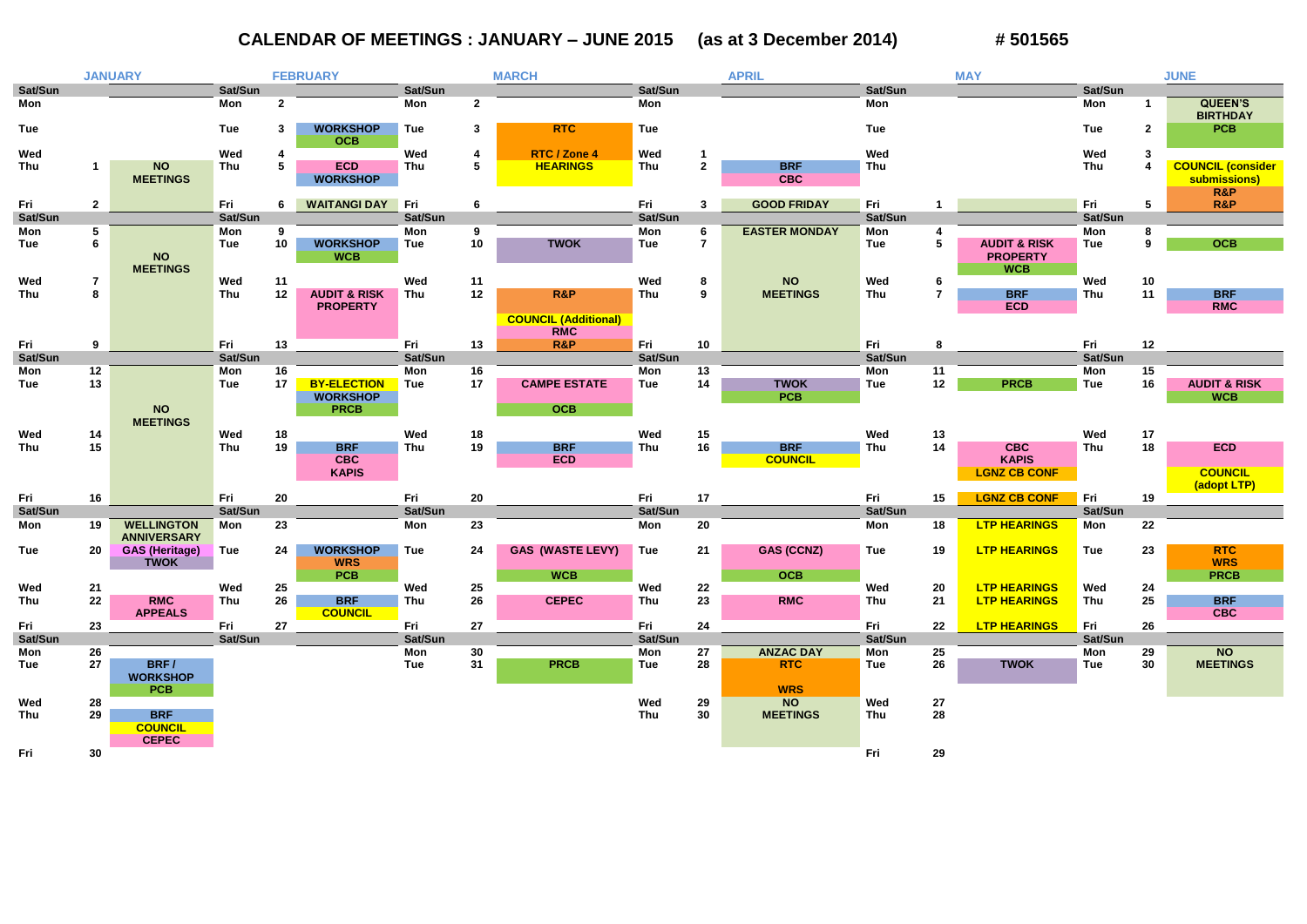# CALENDAR OF MEETINGS : JANUARY – JUNE 2015 (as at 3 December 2014) # 501565

## JANUARY

| Day | Date | Meetings |
|---|---|---|
| Sat/Sun | | |
| Mon | | |
| Tue | | |
| Wed | | |
| Thu | 1 | NO MEETINGS |
| Fri | 2 | |
| Sat/Sun | | |
| Mon | 5 | |
| Tue | 6 | NO MEETINGS |
| Wed | 7 | |
| Thu | 8 | |
| Fri | 9 | |
| Sat/Sun | | |
| Mon | 12 | |
| Tue | 13 | NO MEETINGS |
| Wed | 14 | |
| Thu | 15 | |
| Fri | 16 | |
| Sat/Sun | | |
| Mon | 19 | WELLINGTON ANNIVERSARY |
| Tue | 20 | GAS (Heritage) / TWOK |
| Wed | 21 | |
| Thu | 22 | RMC APPEALS |
| Fri | 23 | |
| Sat/Sun | | |
| Mon | 26 | |
| Tue | 27 | BRF / WORKSHOP / PCB |
| Wed | 28 | |
| Thu | 29 | BRF / COUNCIL / CEPEC |
| Fri | 30 | |

## FEBRUARY

| Day | Date | Meetings |
|---|---|---|
| Sat/Sun | | |
| Mon | 2 | |
| Tue | 3 | WORKSHOP / OCB |
| Wed | 4 | |
| Thu | 5 | ECD / WORKSHOP |
| Fri | 6 | WAITANGI DAY |
| Sat/Sun | | |
| Mon | 9 | |
| Tue | 10 | WORKSHOP / WCB |
| Wed | 11 | |
| Thu | 12 | AUDIT & RISK PROPERTY |
| Fri | 13 | |
| Sat/Sun | | |
| Mon | 16 | |
| Tue | 17 | BY-ELECTION / WORKSHOP / PRCB |
| Wed | 18 | |
| Thu | 19 | BRF / CBC / KAPIS |
| Fri | 20 | |
| Sat/Sun | | |
| Mon | 23 | |
| Tue | 24 | WORKSHOP / WRS / PCB |
| Wed | 25 | |
| Thu | 26 | BRF / COUNCIL |
| Fri | 27 | |
| Sat/Sun | | |

## MARCH

| Day | Date | Meetings |
|---|---|---|
| Sat/Sun | | |
| Mon | 2 | |
| Tue | 3 | RTC |
| Wed | 4 | RTC / Zone 4 |
| Thu | 5 | HEARINGS |
| Fri | 6 | |
| Sat/Sun | | |
| Mon | 9 | |
| Tue | 10 | TWOK |
| Wed | 11 | |
| Thu | 12 | R&P / COUNCIL (Additional) / RMC |
| Fri | 13 | R&P |
| Sat/Sun | | |
| Mon | 16 | |
| Tue | 17 | CAMPE ESTATE / OCB |
| Wed | 18 | |
| Thu | 19 | BRF / ECD |
| Fri | 20 | |
| Sat/Sun | | |
| Mon | 23 | |
| Tue | 24 | GAS (WASTE LEVY) / WCB |
| Wed | 25 | |
| Thu | 26 | CEPEC |
| Fri | 27 | |
| Sat/Sun | | |
| Mon | 30 | |
| Tue | 31 | PRCB |

## APRIL

| Day | Date | Meetings |
|---|---|---|
| Sat/Sun | | |
| Mon | | |
| Tue | | |
| Wed | 1 | |
| Thu | 2 | BRF / CBC |
| Fri | 3 | GOOD FRIDAY |
| Sat/Sun | | |
| Mon | 6 | EASTER MONDAY |
| Tue | 7 | |
| Wed | 8 | NO MEETINGS |
| Thu | 9 | |
| Fri | 10 | |
| Sat/Sun | | |
| Mon | 13 | |
| Tue | 14 | TWOK / PCB |
| Wed | 15 | |
| Thu | 16 | BRF / COUNCIL |
| Fri | 17 | |
| Sat/Sun | | |
| Mon | 20 | |
| Tue | 21 | GAS (CCNZ) / OCB |
| Wed | 22 | |
| Thu | 23 | RMC |
| Fri | 24 | |
| Sat/Sun | | |
| Mon | 27 | ANZAC DAY |
| Tue | 28 | RTC / WRS |
| Wed | 29 | NO MEETINGS |
| Thu | 30 | |

## MAY

| Day | Date | Meetings |
|---|---|---|
| Sat/Sun | | |
| Mon | | |
| Tue | | |
| Wed | | |
| Thu | | |
| Fri | 1 | |
| Sat/Sun | | |
| Mon | 4 | |
| Tue | 5 | AUDIT & RISK PROPERTY / WCB |
| Wed | 6 | |
| Thu | 7 | BRF / ECD |
| Fri | 8 | |
| Sat/Sun | | |
| Mon | 11 | |
| Tue | 12 | PRCB |
| Wed | 13 | |
| Thu | 14 | CBC / KAPIS / LGNZ CB CONF |
| Fri | 15 | LGNZ CB CONF |
| Sat/Sun | | |
| Mon | 18 | LTP HEARINGS |
| Tue | 19 | LTP HEARINGS |
| Wed | 20 | LTP HEARINGS |
| Thu | 21 | LTP HEARINGS |
| Fri | 22 | LTP HEARINGS |
| Sat/Sun | | |
| Mon | 25 | |
| Tue | 26 | TWOK |
| Wed | 27 | |
| Thu | 28 | |
| Fri | 29 | |

## JUNE

| Day | Date | Meetings |
|---|---|---|
| Sat/Sun | | |
| Mon | 1 | QUEEN'S BIRTHDAY |
| Tue | 2 | PCB |
| Wed | 3 | |
| Thu | 4 | COUNCIL (consider submissions) / R&P |
| Fri | 5 | R&P |
| Sat/Sun | | |
| Mon | 8 | |
| Tue | 9 | OCB |
| Wed | 10 | |
| Thu | 11 | BRF / RMC |
| Fri | 12 | |
| Sat/Sun | | |
| Mon | 15 | |
| Tue | 16 | AUDIT & RISK / WCB |
| Wed | 17 | |
| Thu | 18 | ECD / COUNCIL (adopt LTP) |
| Fri | 19 | |
| Sat/Sun | | |
| Mon | 22 | |
| Tue | 23 | RTC / WRS / PRCB |
| Wed | 24 | |
| Thu | 25 | BRF / CBC |
| Fri | 26 | |
| Sat/Sun | | |
| Mon | 29 | |
| Tue | 30 | NO MEETINGS |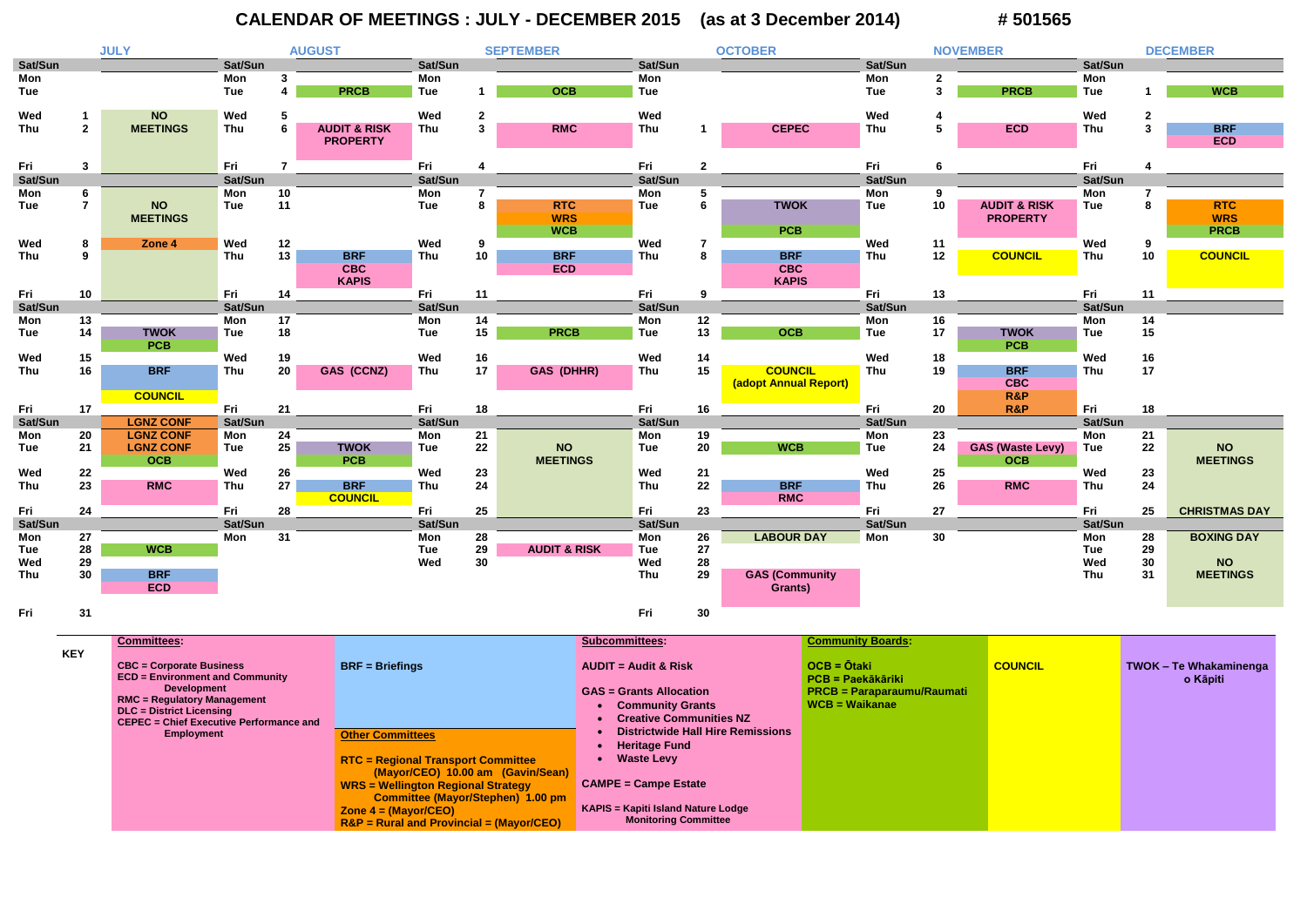# CALENDAR OF MEETINGS : JULY - DECEMBER 2015 (as at 3 December 2014) # 501565

## JULY

| Day | Date | Meeting |
|---|---|---|
| Sat/Sun | | |
| Wed | 1 | NO MEETINGS |
| Thu | 2 | |
| Fri | 3 | |
| Sat/Sun | | |
| Mon | 6 | NO MEETINGS |
| Tue | 7 | |
| Wed | 8 | Zone 4 |
| Thu | 9 | |
| Fri | 10 | |
| Sat/Sun | | |
| Mon | 13 | |
| Tue | 14 | TWOK / PCB |
| Wed | 15 | |
| Thu | 16 | BRF / COUNCIL |
| Fri | 17 | LGNZ CONF |
| Sat/Sun | | LGNZ CONF |
| Mon | 20 | LGNZ CONF |
| Tue | 21 | OCB |
| Wed | 22 | |
| Thu | 23 | RMC |
| Fri | 24 | |
| Sat/Sun | | |
| Mon | 27 | |
| Tue | 28 | WCB |
| Wed | 29 | |
| Thu | 30 | BRF / ECD |
| Fri | 31 | |

## AUGUST

| Day | Date | Meeting |
|---|---|---|
| Sat/Sun | | |
| Mon | 3 | |
| Tue | 4 | PRCB |
| Wed | 5 | |
| Thu | 6 | AUDIT & RISK / PROPERTY |
| Fri | 7 | |
| Sat/Sun | | |
| Mon | 10 | |
| Tue | 11 | |
| Wed | 12 | |
| Thu | 13 | BRF / CBC / KAPIS |
| Fri | 14 | |
| Sat/Sun | | |
| Mon | 17 | |
| Tue | 18 | |
| Wed | 19 | |
| Thu | 20 | GAS (CCNZ) |
| Fri | 21 | |
| Sat/Sun | | |
| Mon | 24 | |
| Tue | 25 | TWOK / PCB |
| Wed | 26 | |
| Thu | 27 | BRF / COUNCIL |
| Fri | 28 | |
| Sat/Sun | | |
| Mon | 31 | |

## SEPTEMBER

| Day | Date | Meeting |
|---|---|---|
| Sat/Sun | | |
| Mon | | |
| Tue | 1 | OCB |
| Wed | 2 | |
| Thu | 3 | RMC |
| Fri | 4 | |
| Sat/Sun | | |
| Mon | 7 | |
| Tue | 8 | RTC / WRS / WCB |
| Wed | 9 | |
| Thu | 10 | BRF / ECD |
| Fri | 11 | |
| Sat/Sun | | |
| Mon | 14 | |
| Tue | 15 | PRCB |
| Wed | 16 | |
| Thu | 17 | GAS (DHHR) |
| Fri | 18 | |
| Sat/Sun | | |
| Mon | 21 | NO MEETINGS |
| Tue | 22 | |
| Wed | 23 | |
| Thu | 24 | |
| Fri | 25 | |
| Sat/Sun | | |
| Mon | 28 | |
| Tue | 29 | AUDIT & RISK |
| Wed | 30 | |

## OCTOBER

| Day | Date | Meeting |
|---|---|---|
| Sat/Sun | | |
| Mon | | |
| Tue | | |
| Wed | | |
| Thu | 1 | CEPEC |
| Fri | 2 | |
| Sat/Sun | | |
| Mon | 5 | |
| Tue | 6 | TWOK / PCB |
| Wed | 7 | |
| Thu | 8 | BRF / CBC / KAPIS |
| Fri | 9 | |
| Sat/Sun | | |
| Mon | 12 | |
| Tue | 13 | OCB |
| Wed | 14 | |
| Thu | 15 | COUNCIL (adopt Annual Report) |
| Fri | 16 | |
| Sat/Sun | | |
| Mon | 19 | |
| Tue | 20 | WCB |
| Wed | 21 | |
| Thu | 22 | BRF / RMC |
| Fri | 23 | |
| Sat/Sun | | |
| Mon | 26 | LABOUR DAY |
| Tue | 27 | |
| Wed | 28 | |
| Thu | 29 | GAS (Community Grants) |
| Fri | 30 | |

## NOVEMBER

| Day | Date | Meeting |
|---|---|---|
| Sat/Sun | | |
| Mon | 2 | |
| Tue | 3 | PRCB |
| Wed | 4 | |
| Thu | 5 | ECD |
| Fri | 6 | |
| Sat/Sun | | |
| Mon | 9 | |
| Tue | 10 | AUDIT & RISK / PROPERTY |
| Wed | 11 | |
| Thu | 12 | COUNCIL |
| Fri | 13 | |
| Sat/Sun | | |
| Mon | 16 | |
| Tue | 17 | TWOK / PCB |
| Wed | 18 | |
| Thu | 19 | BRF / CBC / R&P |
| Fri | 20 | R&P |
| Sat/Sun | | |
| Mon | 23 | |
| Tue | 24 | GAS (Waste Levy) / OCB |
| Wed | 25 | |
| Thu | 26 | RMC |
| Fri | 27 | |
| Sat/Sun | | |
| Mon | 30 | |

## DECEMBER

| Day | Date | Meeting |
|---|---|---|
| Sat/Sun | | |
| Mon | | |
| Tue | 1 | WCB |
| Wed | 2 | |
| Thu | 3 | BRF / ECD |
| Fri | 4 | |
| Sat/Sun | | |
| Mon | 7 | |
| Tue | 8 | RTC / WRS / PRCB |
| Wed | 9 | |
| Thu | 10 | COUNCIL |
| Fri | 11 | |
| Sat/Sun | | |
| Mon | 14 | |
| Tue | 15 | |
| Wed | 16 | |
| Thu | 17 | |
| Fri | 18 | |
| Sat/Sun | | |
| Mon | 21 | NO MEETINGS |
| Tue | 22 | |
| Wed | 23 | |
| Thu | 24 | |
| Fri | 25 | CHRISTMAS DAY |
| Sat/Sun | | |
| Mon | 28 | BOXING DAY |
| Tue | 29 | NO MEETINGS |
| Wed | 30 | |
| Thu | 31 | |

## KEY

**Committees:**
- CBC = Corporate Business
- ECD = Environment and Community Development
- RMC = Regulatory Management
- DLC = District Licensing
- CEPEC = Chief Executive Performance and Employment

BRF = Briefings

**Other Committees**
- RTC = Regional Transport Committee (Mayor/CEO) 10.00 am (Gavin/Sean)
- WRS = Wellington Regional Strategy Committee (Mayor/Stephen) 1.00 pm
- Zone 4 = (Mayor/CEO)
- R&P = Rural and Provincial = (Mayor/CEO)

**Subcommittees:**
- AUDIT = Audit & Risk
- GAS = Grants Allocation
  - Community Grants
  - Creative Communities NZ
  - Districtwide Hall Hire Remissions
  - Heritage Fund
  - Waste Levy
- CAMPE = Campe Estate
- KAPIS = Kapiti Island Nature Lodge Monitoring Committee

**Community Boards:**
- OCB = Ōtaki
- PCB = Paekākāriki
- PRCB = Paraparaumu/Raumati
- WCB = Waikanae

COUNCIL

TWOK – Te Whakaminenga o Kāpiti